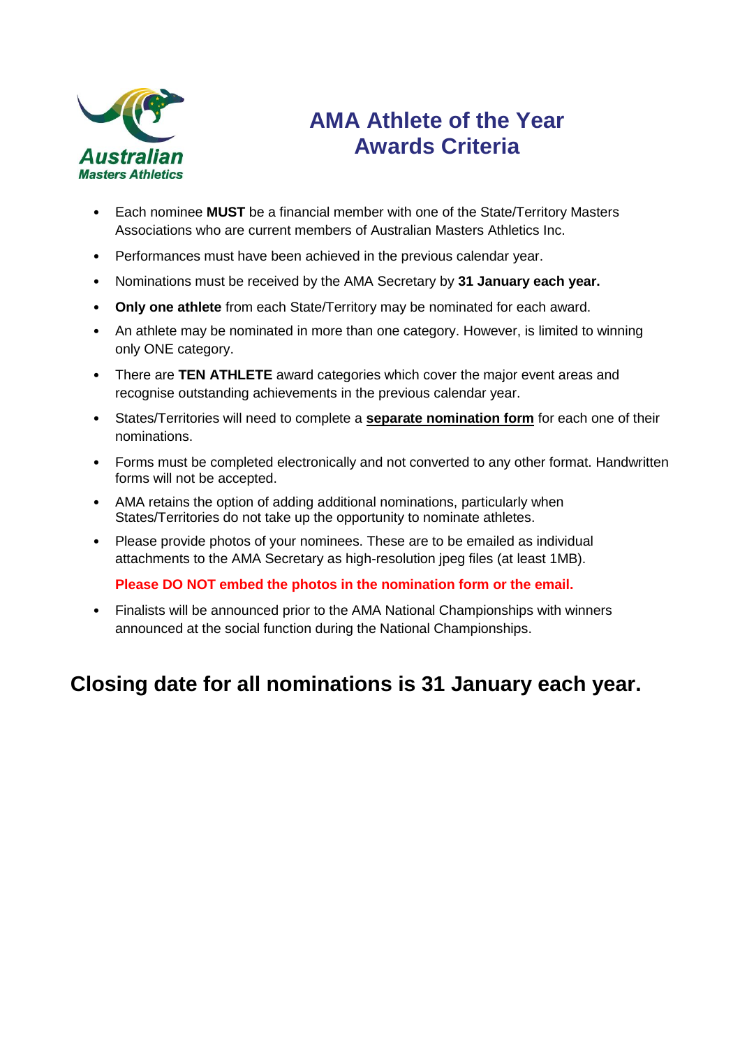Australian Masters Athletics

# AMA Athlete of the Year Awards Criteria

- Each nominee **MUST** be a financial member with one of the State/Territory Masters Associations who are current members of Australian Masters Athletics Inc.
- Performances must have been achieved in the previous calendar year.
- Nominations must be received by the AMA Secretary by **31 January each year.**
- **Only one athlete** from each State/Territory may be nominated for each award.
- An athlete may be nominated in more than one category. However, is limited to winning only ONE category.
- There are **TEN ATHLETE** award categories which cover the major event areas and recognise outstanding achievements in the previous calendar year.
- States/Territories will need to complete a **separate nomination form** for each one of their nominations.
- Forms must be completed electronically and not converted to any other format. Handwritten forms will not be accepted.
- AMA retains the option of adding additional nominations, particularly when States/Territories do not take up the opportunity to nominate athletes.
- Please provide photos of your nominees. These are to be emailed as individual attachments to the AMA Secretary as high-resolution jpeg files (at least 1MB).

  **Please DO NOT embed the photos in the nomination form or the email.**

- Finalists will be announced prior to the AMA National Championships with winners announced at the social function during the National Championships.

## Closing date for all nominations is 31 January each year.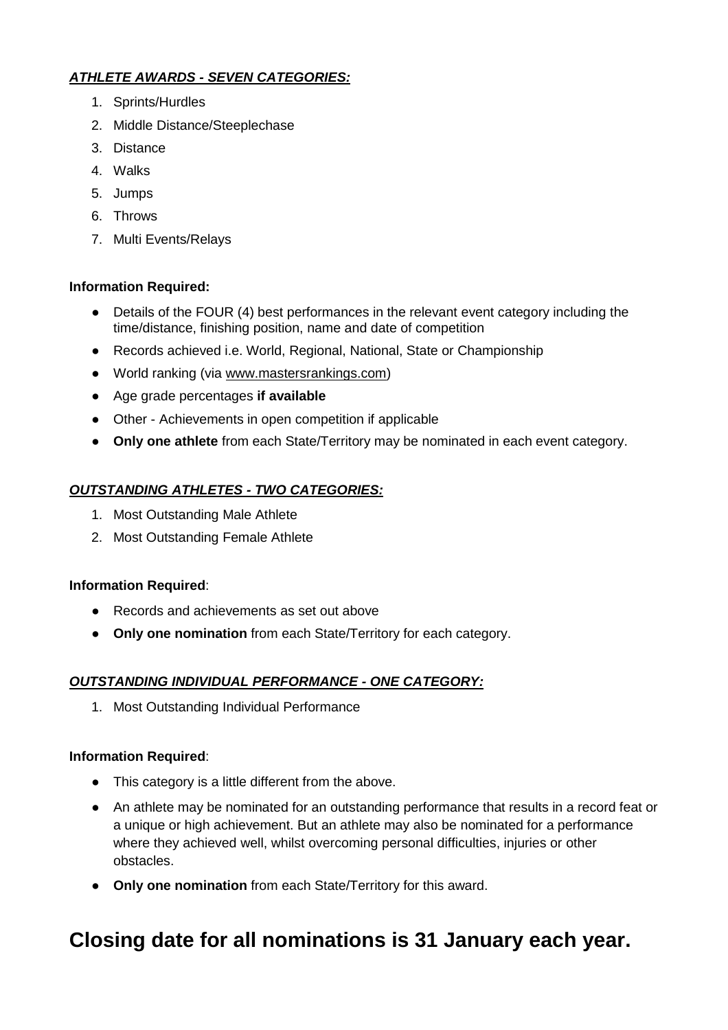***ATHLETE AWARDS - SEVEN CATEGORIES:***

1. Sprints/Hurdles
2. Middle Distance/Steeplechase
3. Distance
4. Walks
5. Jumps
6. Throws
7. Multi Events/Relays

**Information Required:**

- Details of the FOUR (4) best performances in the relevant event category including the time/distance, finishing position, name and date of competition
- Records achieved i.e. World, Regional, National, State or Championship
- World ranking (via www.mastersrankings.com)
- Age grade percentages **if available**
- Other - Achievements in open competition if applicable
- **Only one athlete** from each State/Territory may be nominated in each event category.

***OUTSTANDING ATHLETES - TWO CATEGORIES:***

1. Most Outstanding Male Athlete
2. Most Outstanding Female Athlete

**Information Required**:

- Records and achievements as set out above
- **Only one nomination** from each State/Territory for each category.

***OUTSTANDING INDIVIDUAL PERFORMANCE - ONE CATEGORY:***

1. Most Outstanding Individual Performance

**Information Required**:

- This category is a little different from the above.
- An athlete may be nominated for an outstanding performance that results in a record feat or a unique or high achievement. But an athlete may also be nominated for a performance where they achieved well, whilst overcoming personal difficulties, injuries or other obstacles.
- **Only one nomination** from each State/Territory for this award.

# Closing date for all nominations is 31 January each year.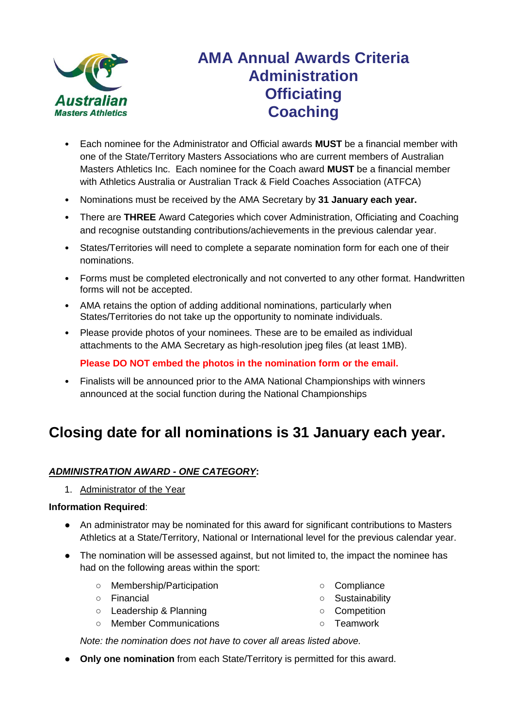# AMA Annual Awards Criteria
# Administration
# Officiating
# Coaching

- Each nominee for the Administrator and Official awards **MUST** be a financial member with one of the State/Territory Masters Associations who are current members of Australian Masters Athletics Inc. Each nominee for the Coach award **MUST** be a financial member with Athletics Australia or Australian Track & Field Coaches Association (ATFCA)
- Nominations must be received by the AMA Secretary by **31 January each year.**
- There are **THREE** Award Categories which cover Administration, Officiating and Coaching and recognise outstanding contributions/achievements in the previous calendar year.
- States/Territories will need to complete a separate nomination form for each one of their nominations.
- Forms must be completed electronically and not converted to any other format. Handwritten forms will not be accepted.
- AMA retains the option of adding additional nominations, particularly when States/Territories do not take up the opportunity to nominate individuals.
- Please provide photos of your nominees. These are to be emailed as individual attachments to the AMA Secretary as high-resolution jpeg files (at least 1MB).

  **Please DO NOT embed the photos in the nomination form or the email.**

- Finalists will be announced prior to the AMA National Championships with winners announced at the social function during the National Championships

## Closing date for all nominations is 31 January each year.

***ADMINISTRATION AWARD - ONE CATEGORY*:**

1. Administrator of the Year

**Information Required**:

- An administrator may be nominated for this award for significant contributions to Masters Athletics at a State/Territory, National or International level for the previous calendar year.
- The nomination will be assessed against, but not limited to, the impact the nominee has had on the following areas within the sport:
  - Membership/Participation
  - Financial
  - Leadership & Planning
  - Member Communications
  - Compliance
  - Sustainability
  - Competition
  - Teamwork

  *Note: the nomination does not have to cover all areas listed above.*

- **Only one nomination** from each State/Territory is permitted for this award.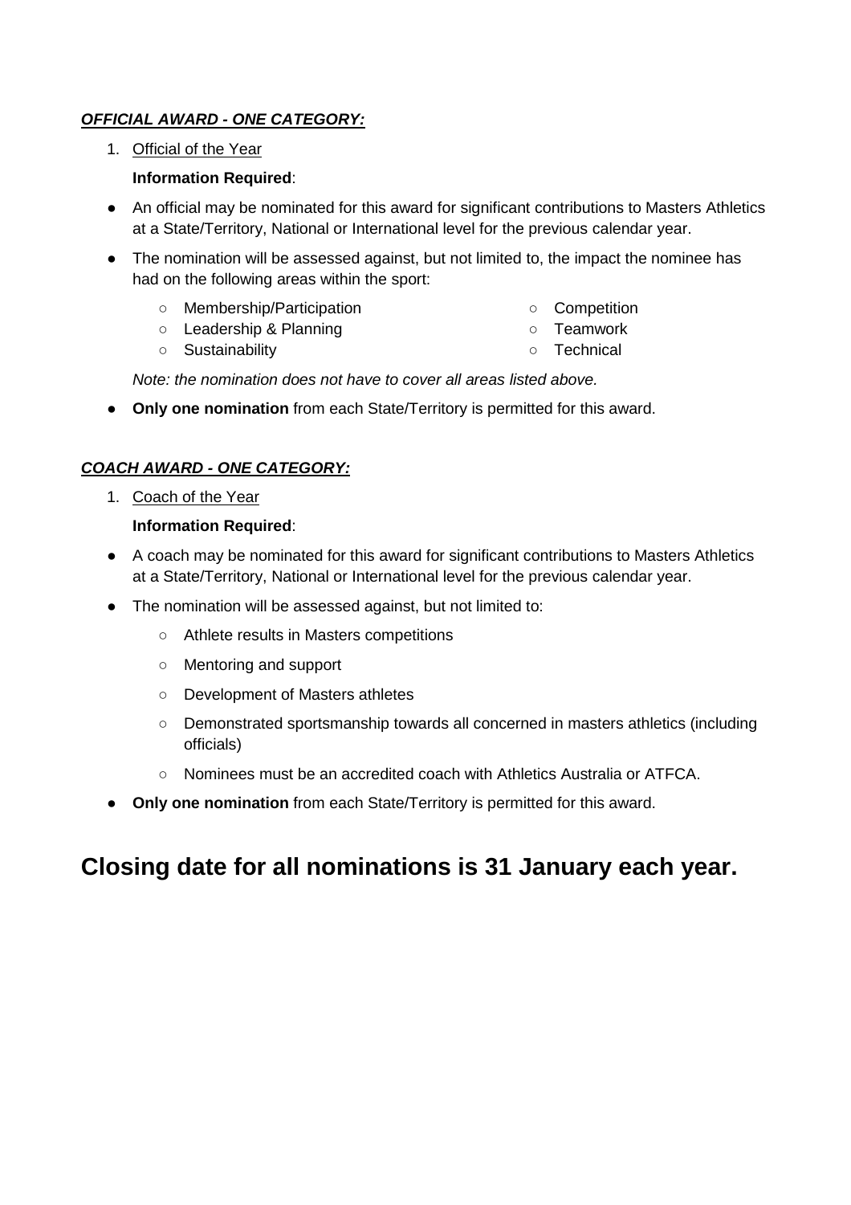***OFFICIAL AWARD - ONE CATEGORY:***

1. Official of the Year

   **Information Required**:

- An official may be nominated for this award for significant contributions to Masters Athletics at a State/Territory, National or International level for the previous calendar year.
- The nomination will be assessed against, but not limited to, the impact the nominee has had on the following areas within the sport:
  - Membership/Participation
  - Leadership & Planning
  - Sustainability
  - Competition
  - Teamwork
  - Technical

  *Note: the nomination does not have to cover all areas listed above.*

- **Only one nomination** from each State/Territory is permitted for this award.

***COACH AWARD - ONE CATEGORY:***

1. Coach of the Year

   **Information Required**:

- A coach may be nominated for this award for significant contributions to Masters Athletics at a State/Territory, National or International level for the previous calendar year.
- The nomination will be assessed against, but not limited to:
  - Athlete results in Masters competitions
  - Mentoring and support
  - Development of Masters athletes
  - Demonstrated sportsmanship towards all concerned in masters athletics (including officials)
  - Nominees must be an accredited coach with Athletics Australia or ATFCA.
- **Only one nomination** from each State/Territory is permitted for this award.

# Closing date for all nominations is 31 January each year.